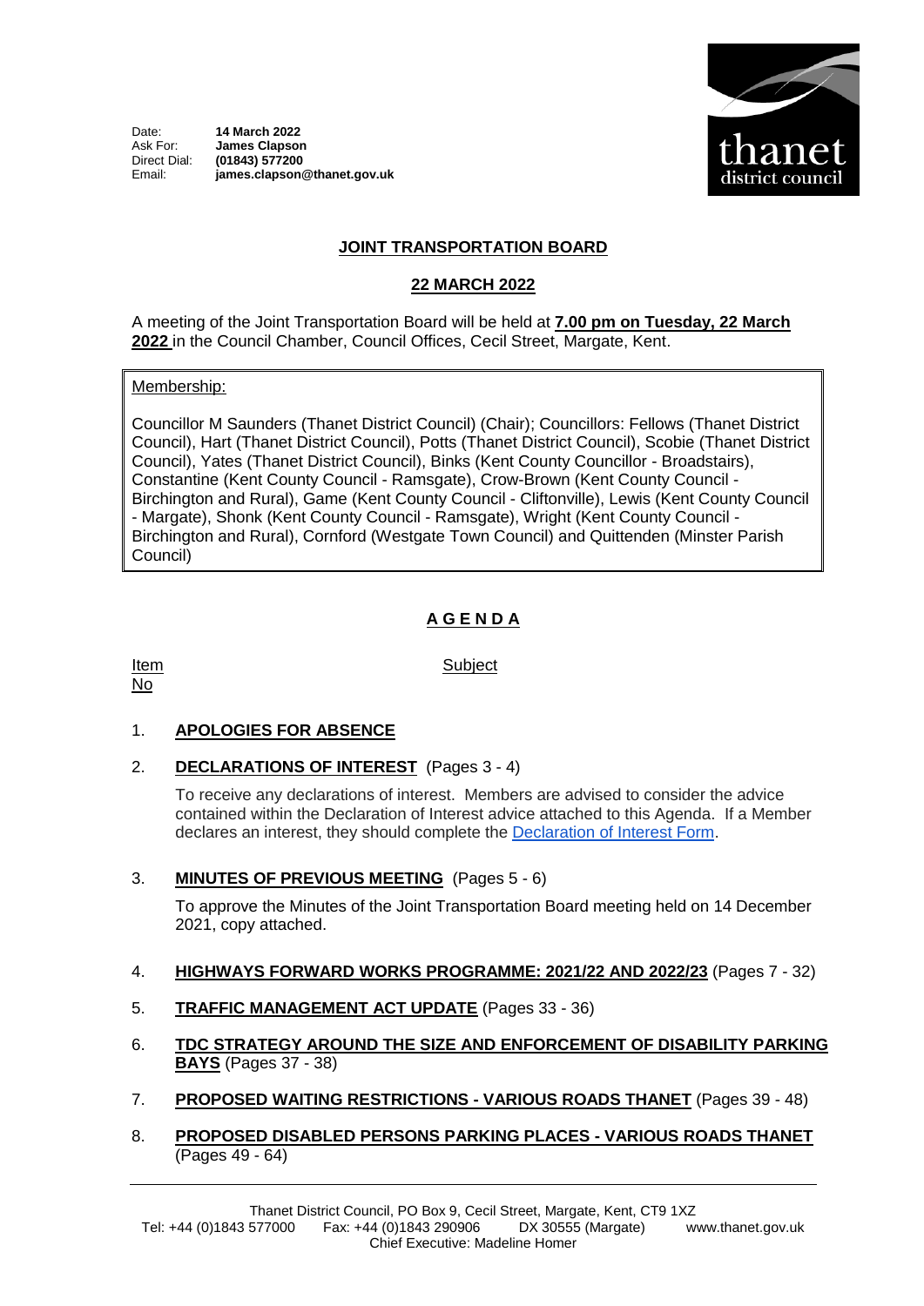Date: **14 March 2022**
Ask For: **James Clapson**
Direct Dial: **(01843) 577200**
Email: **james.clapson@thanet.gov.uk**

thanet district council

# JOINT TRANSPORTATION BOARD

## 22 MARCH 2022

A meeting of the Joint Transportation Board will be held at **7.00 pm on Tuesday, 22 March 2022** in the Council Chamber, Council Offices, Cecil Street, Margate, Kent.

Membership:

Councillor M Saunders (Thanet District Council) (Chair); Councillors: Fellows (Thanet District Council), Hart (Thanet District Council), Potts (Thanet District Council), Scobie (Thanet District Council), Yates (Thanet District Council), Binks (Kent County Councillor - Broadstairs), Constantine (Kent County Council - Ramsgate), Crow-Brown (Kent County Council - Birchington and Rural), Game (Kent County Council - Cliftonville), Lewis (Kent County Council - Margate), Shonk (Kent County Council - Ramsgate), Wright (Kent County Council - Birchington and Rural), Cornford (Westgate Town Council) and Quittenden (Minster Parish Council)

## A G E N D A

| Item No | Subject |
|---|---|

1. **APOLOGIES FOR ABSENCE**

2. **DECLARATIONS OF INTEREST** (Pages 3 - 4)

   To receive any declarations of interest. Members are advised to consider the advice contained within the Declaration of Interest advice attached to this Agenda. If a Member declares an interest, they should complete the Declaration of Interest Form.

3. **MINUTES OF PREVIOUS MEETING** (Pages 5 - 6)

   To approve the Minutes of the Joint Transportation Board meeting held on 14 December 2021, copy attached.

4. **HIGHWAYS FORWARD WORKS PROGRAMME: 2021/22 AND 2022/23** (Pages 7 - 32)

5. **TRAFFIC MANAGEMENT ACT UPDATE** (Pages 33 - 36)

6. **TDC STRATEGY AROUND THE SIZE AND ENFORCEMENT OF DISABILITY PARKING BAYS** (Pages 37 - 38)

7. **PROPOSED WAITING RESTRICTIONS - VARIOUS ROADS THANET** (Pages 39 - 48)

8. **PROPOSED DISABLED PERSONS PARKING PLACES - VARIOUS ROADS THANET** (Pages 49 - 64)

Thanet District Council, PO Box 9, Cecil Street, Margate, Kent, CT9 1XZ
Tel: +44 (0)1843 577000 Fax: +44 (0)1843 290906 DX 30555 (Margate) www.thanet.gov.uk
Chief Executive: Madeline Homer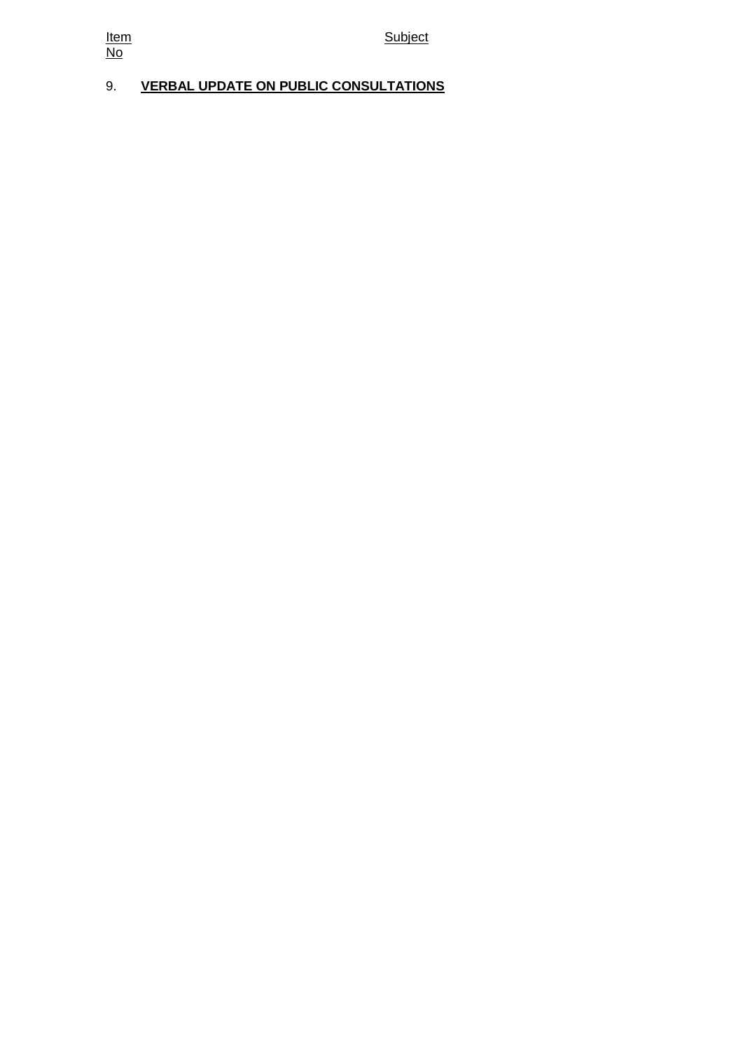| Item No | Subject |
|---|---|
| 9. | **VERBAL UPDATE ON PUBLIC CONSULTATIONS** |